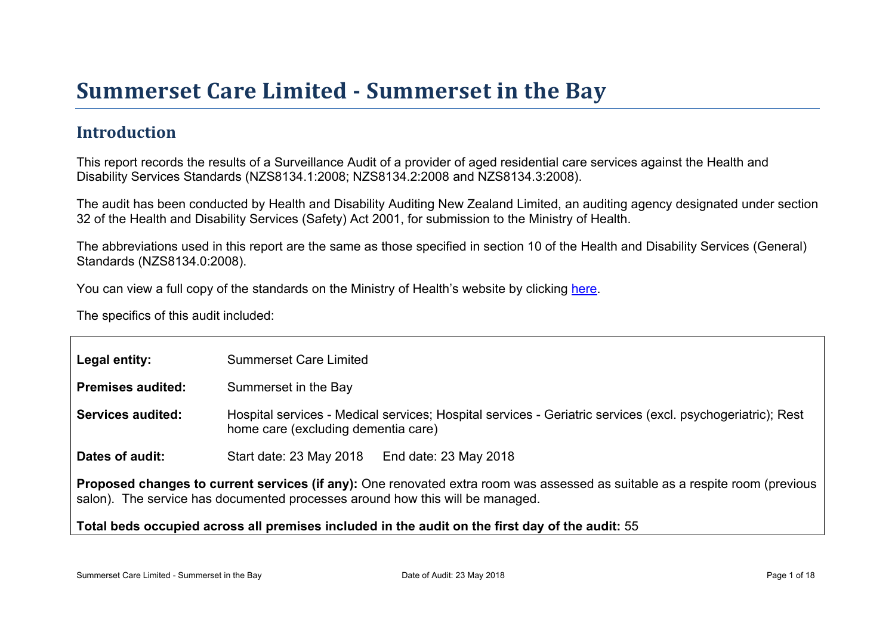# Summerset Care Limited - Summerset in the Bay

## Introduction

This report records the results of a Surveillance Audit of a provider of aged residential care services against the Health and Disability Services Standards (NZS8134.1:2008; NZS8134.2:2008 and NZS8134.3:2008).

The audit has been conducted by Health and Disability Auditing New Zealand Limited, an auditing agency designated under section 32 of the Health and Disability Services (Safety) Act 2001, for submission to the Ministry of Health.

The abbreviations used in this report are the same as those specified in section 10 of the Health and Disability Services (General) Standards (NZS8134.0:2008).

You can view a full copy of the standards on the Ministry of Health's website by clicking here.

The specifics of this audit included:

**Legal entity:** Summerset Care Limited

**Premises audited:** Summerset in the Bay

**Services audited:** Hospital services - Medical services; Hospital services - Geriatric services (excl. psychogeriatric); Rest home care (excluding dementia care)

**Dates of audit:** Start date: 23 May 2018 End date: 23 May 2018

**Proposed changes to current services (if any):** One renovated extra room was assessed as suitable as a respite room (previous salon). The service has documented processes around how this will be managed.

**Total beds occupied across all premises included in the audit on the first day of the audit:** 55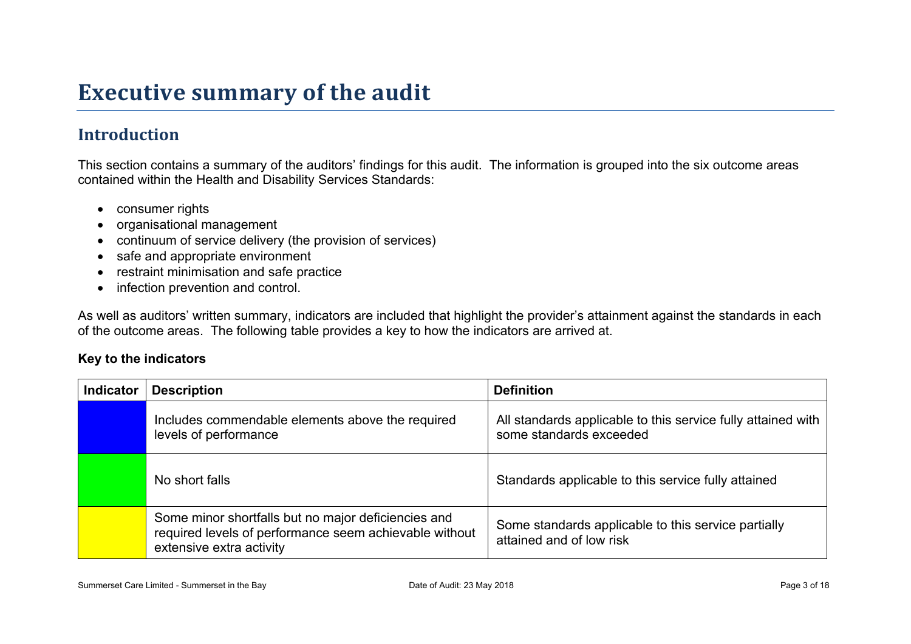# Executive summary of the audit

## Introduction

This section contains a summary of the auditors' findings for this audit. The information is grouped into the six outcome areas contained within the Health and Disability Services Standards:

- consumer rights
- organisational management
- continuum of service delivery (the provision of services)
- safe and appropriate environment
- restraint minimisation and safe practice
- infection prevention and control.

As well as auditors' written summary, indicators are included that highlight the provider's attainment against the standards in each of the outcome areas. The following table provides a key to how the indicators are arrived at.

**Key to the indicators**

| Indicator | Description | Definition |
| --- | --- | --- |
| | Includes commendable elements above the required levels of performance | All standards applicable to this service fully attained with some standards exceeded |
| | No short falls | Standards applicable to this service fully attained |
| | Some minor shortfalls but no major deficiencies and required levels of performance seem achievable without extensive extra activity | Some standards applicable to this service partially attained and of low risk |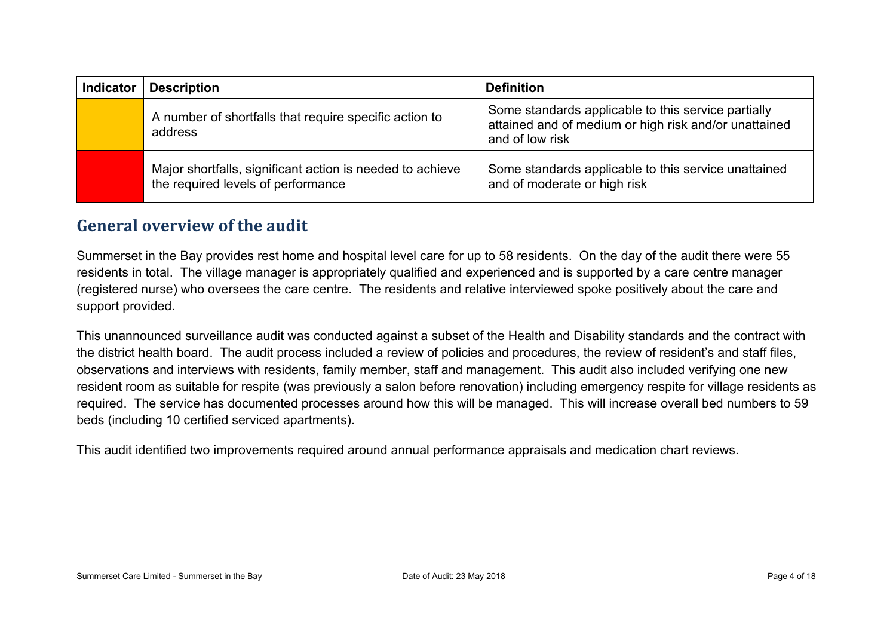| Indicator | Description | Definition |
|---|---|---|
| | A number of shortfalls that require specific action to address | Some standards applicable to this service partially attained and of medium or high risk and/or unattained and of low risk |
| | Major shortfalls, significant action is needed to achieve the required levels of performance | Some standards applicable to this service unattained and of moderate or high risk |

## General overview of the audit

Summerset in the Bay provides rest home and hospital level care for up to 58 residents. On the day of the audit there were 55 residents in total. The village manager is appropriately qualified and experienced and is supported by a care centre manager (registered nurse) who oversees the care centre. The residents and relative interviewed spoke positively about the care and support provided.

This unannounced surveillance audit was conducted against a subset of the Health and Disability standards and the contract with the district health board. The audit process included a review of policies and procedures, the review of resident's and staff files, observations and interviews with residents, family member, staff and management. This audit also included verifying one new resident room as suitable for respite (was previously a salon before renovation) including emergency respite for village residents as required. The service has documented processes around how this will be managed. This will increase overall bed numbers to 59 beds (including 10 certified serviced apartments).

This audit identified two improvements required around annual performance appraisals and medication chart reviews.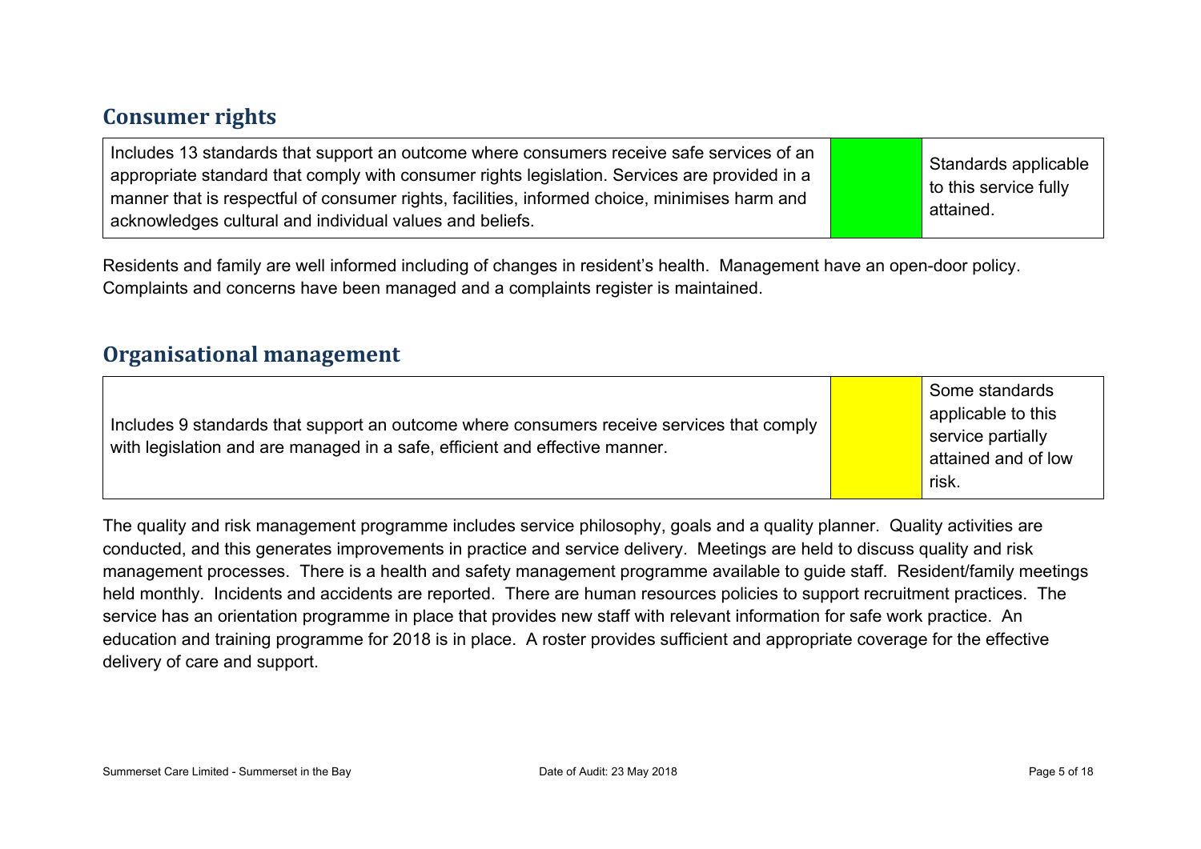## Consumer rights

| Includes 13 standards that support an outcome where consumers receive safe services of an appropriate standard that comply with consumer rights legislation. Services are provided in a manner that is respectful of consumer rights, facilities, informed choice, minimises harm and acknowledges cultural and individual values and beliefs. | | Standards applicable to this service fully attained. |
|---|---|---|

Residents and family are well informed including of changes in resident's health. Management have an open-door policy. Complaints and concerns have been managed and a complaints register is maintained.

## Organisational management

| Includes 9 standards that support an outcome where consumers receive services that comply with legislation and are managed in a safe, efficient and effective manner. | | Some standards applicable to this service partially attained and of low risk. |
|---|---|---|

The quality and risk management programme includes service philosophy, goals and a quality planner. Quality activities are conducted, and this generates improvements in practice and service delivery. Meetings are held to discuss quality and risk management processes. There is a health and safety management programme available to guide staff. Resident/family meetings held monthly. Incidents and accidents are reported. There are human resources policies to support recruitment practices. The service has an orientation programme in place that provides new staff with relevant information for safe work practice. An education and training programme for 2018 is in place. A roster provides sufficient and appropriate coverage for the effective delivery of care and support.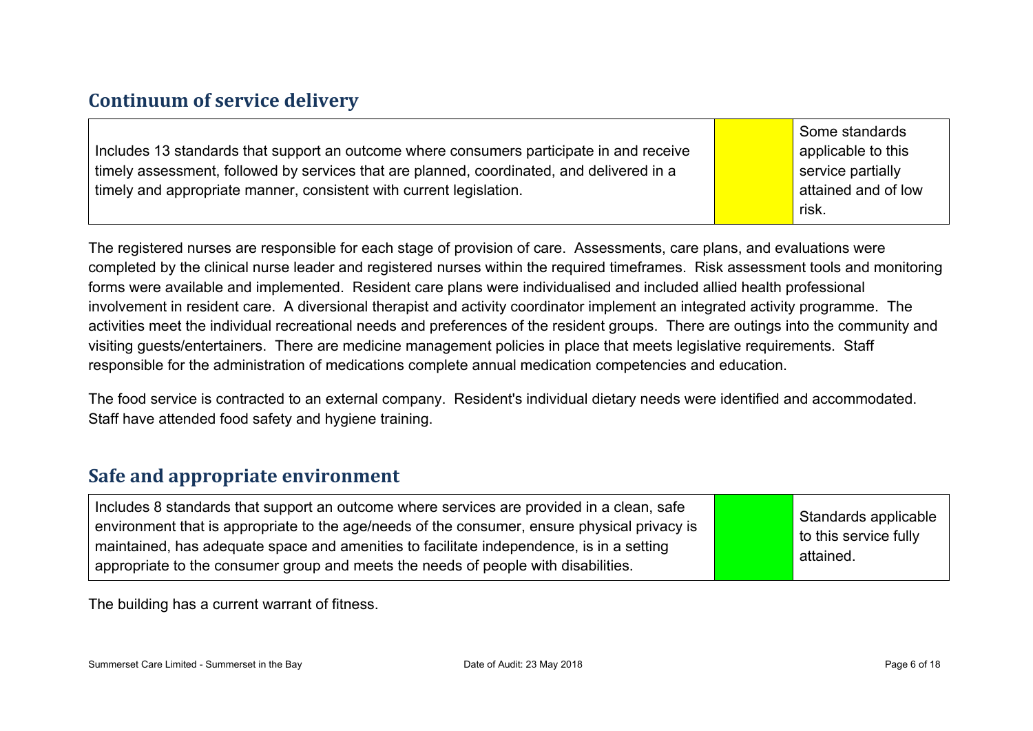## Continuum of service delivery

| Includes 13 standards that support an outcome where consumers participate in and receive timely assessment, followed by services that are planned, coordinated, and delivered in a timely and appropriate manner, consistent with current legislation. | | Some standards applicable to this service partially attained and of low risk. |
|---|---|---|

The registered nurses are responsible for each stage of provision of care. Assessments, care plans, and evaluations were completed by the clinical nurse leader and registered nurses within the required timeframes. Risk assessment tools and monitoring forms were available and implemented. Resident care plans were individualised and included allied health professional involvement in resident care. A diversional therapist and activity coordinator implement an integrated activity programme. The activities meet the individual recreational needs and preferences of the resident groups. There are outings into the community and visiting guests/entertainers. There are medicine management policies in place that meets legislative requirements. Staff responsible for the administration of medications complete annual medication competencies and education.

The food service is contracted to an external company. Resident's individual dietary needs were identified and accommodated. Staff have attended food safety and hygiene training.

## Safe and appropriate environment

| Includes 8 standards that support an outcome where services are provided in a clean, safe environment that is appropriate to the age/needs of the consumer, ensure physical privacy is maintained, has adequate space and amenities to facilitate independence, is in a setting appropriate to the consumer group and meets the needs of people with disabilities. | | Standards applicable to this service fully attained. |
|---|---|---|

The building has a current warrant of fitness.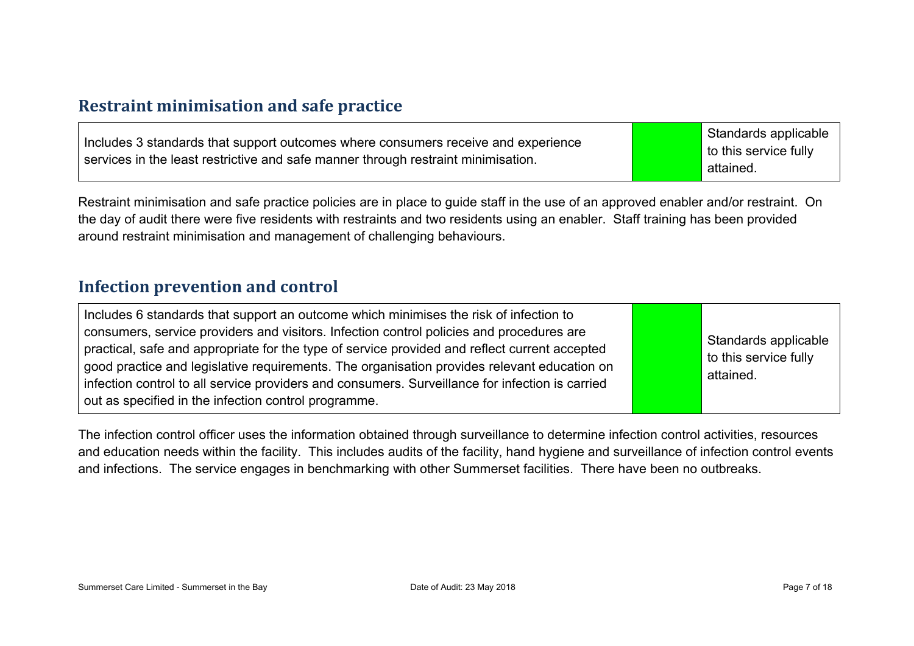## Restraint minimisation and safe practice

| Includes 3 standards that support outcomes where consumers receive and experience services in the least restrictive and safe manner through restraint minimisation. | | Standards applicable to this service fully attained. |
|---|---|---|

Restraint minimisation and safe practice policies are in place to guide staff in the use of an approved enabler and/or restraint. On the day of audit there were five residents with restraints and two residents using an enabler. Staff training has been provided around restraint minimisation and management of challenging behaviours.

## Infection prevention and control

| Includes 6 standards that support an outcome which minimises the risk of infection to consumers, service providers and visitors. Infection control policies and procedures are practical, safe and appropriate for the type of service provided and reflect current accepted good practice and legislative requirements. The organisation provides relevant education on infection control to all service providers and consumers. Surveillance for infection is carried out as specified in the infection control programme. | | Standards applicable to this service fully attained. |
|---|---|---|

The infection control officer uses the information obtained through surveillance to determine infection control activities, resources and education needs within the facility. This includes audits of the facility, hand hygiene and surveillance of infection control events and infections. The service engages in benchmarking with other Summerset facilities. There have been no outbreaks.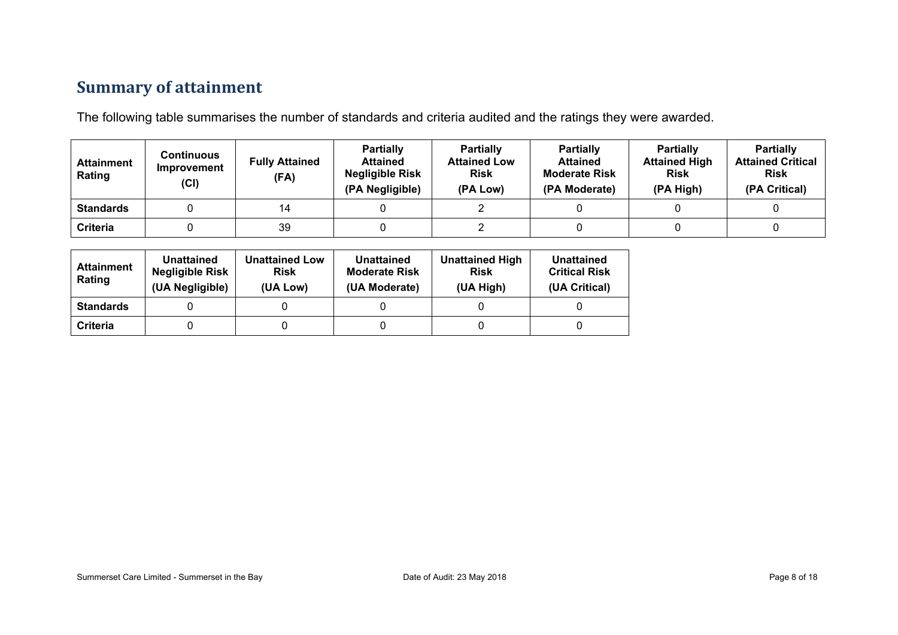## Summary of attainment

The following table summarises the number of standards and criteria audited and the ratings they were awarded.

| Attainment Rating | Continuous Improvement (CI) | Fully Attained (FA) | Partially Attained Negligible Risk (PA Negligible) | Partially Attained Low Risk (PA Low) | Partially Attained Moderate Risk (PA Moderate) | Partially Attained High Risk (PA High) | Partially Attained Critical Risk (PA Critical) |
|---|---|---|---|---|---|---|---|
| **Standards** | 0 | 14 | 0 | 2 | 0 | 0 | 0 |
| **Criteria** | 0 | 39 | 0 | 2 | 0 | 0 | 0 |

| Attainment Rating | Unattained Negligible Risk (UA Negligible) | Unattained Low Risk (UA Low) | Unattained Moderate Risk (UA Moderate) | Unattained High Risk (UA High) | Unattained Critical Risk (UA Critical) |
|---|---|---|---|---|---|
| **Standards** | 0 | 0 | 0 | 0 | 0 |
| **Criteria** | 0 | 0 | 0 | 0 | 0 |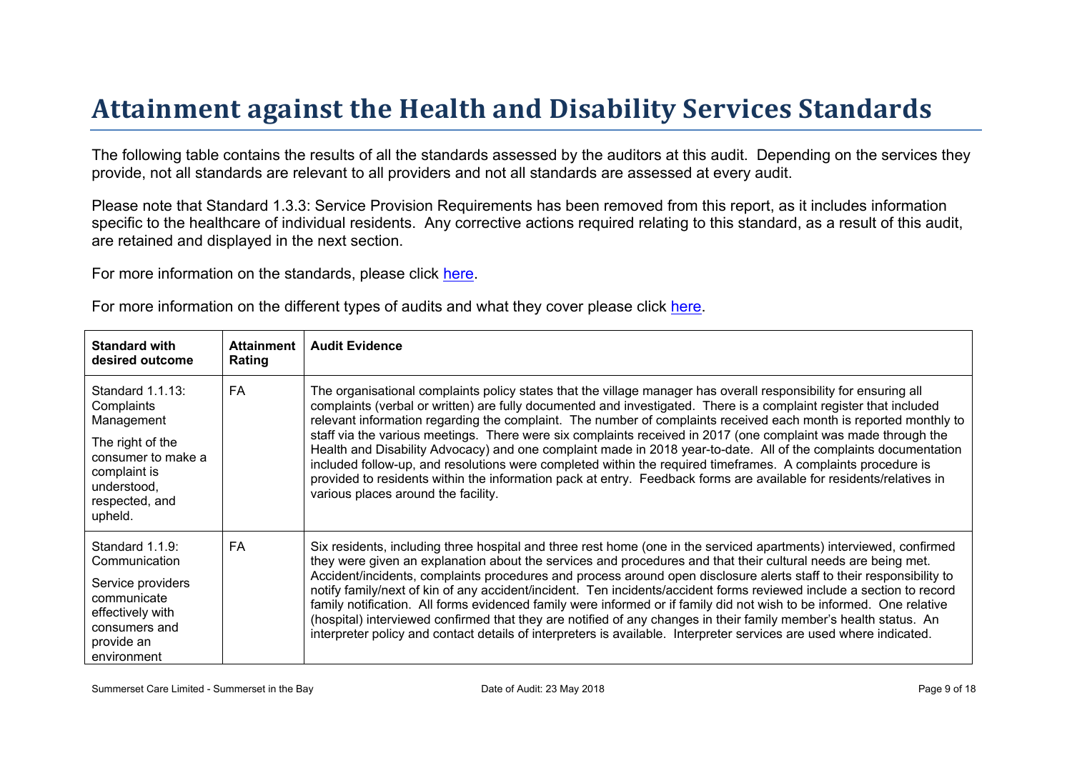# Attainment against the Health and Disability Services Standards

The following table contains the results of all the standards assessed by the auditors at this audit. Depending on the services they provide, not all standards are relevant to all providers and not all standards are assessed at every audit.

Please note that Standard 1.3.3: Service Provision Requirements has been removed from this report, as it includes information specific to the healthcare of individual residents. Any corrective actions required relating to this standard, as a result of this audit, are retained and displayed in the next section.

For more information on the standards, please click here.

For more information on the different types of audits and what they cover please click here.

| Standard with desired outcome | Attainment Rating | Audit Evidence |
| --- | --- | --- |
| Standard 1.1.13: Complaints Management<br><br>The right of the consumer to make a complaint is understood, respected, and upheld. | FA | The organisational complaints policy states that the village manager has overall responsibility for ensuring all complaints (verbal or written) are fully documented and investigated. There is a complaint register that included relevant information regarding the complaint. The number of complaints received each month is reported monthly to staff via the various meetings. There were six complaints received in 2017 (one complaint was made through the Health and Disability Advocacy) and one complaint made in 2018 year-to-date. All of the complaints documentation included follow-up, and resolutions were completed within the required timeframes. A complaints procedure is provided to residents within the information pack at entry. Feedback forms are available for residents/relatives in various places around the facility. |
| Standard 1.1.9: Communication<br><br>Service providers communicate effectively with consumers and provide an environment | FA | Six residents, including three hospital and three rest home (one in the serviced apartments) interviewed, confirmed they were given an explanation about the services and procedures and that their cultural needs are being met. Accident/incidents, complaints procedures and process around open disclosure alerts staff to their responsibility to notify family/next of kin of any accident/incident. Ten incidents/accident forms reviewed include a section to record family notification. All forms evidenced family were informed or if family did not wish to be informed. One relative (hospital) interviewed confirmed that they are notified of any changes in their family member's health status. An interpreter policy and contact details of interpreters is available. Interpreter services are used where indicated. |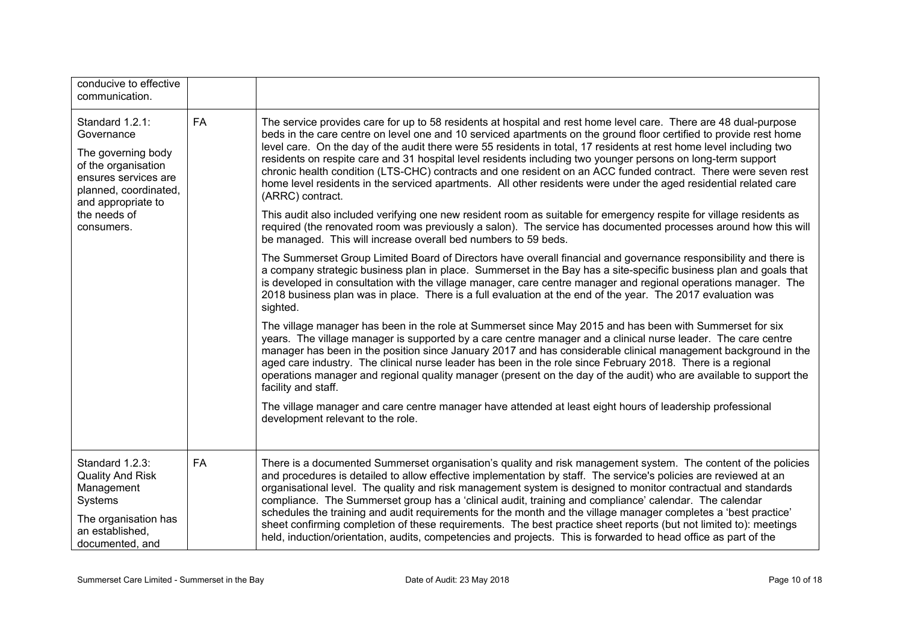| | | |
|---|---|---|
| conducive to effective communication. | | |
| Standard 1.2.1: Governance<br><br>The governing body of the organisation ensures services are planned, coordinated, and appropriate to the needs of consumers. | FA | The service provides care for up to 58 residents at hospital and rest home level care. There are 48 dual-purpose beds in the care centre on level one and 10 serviced apartments on the ground floor certified to provide rest home level care. On the day of the audit there were 55 residents in total, 17 residents at rest home level including two residents on respite care and 31 hospital level residents including two younger persons on long-term support chronic health condition (LTS-CHC) contracts and one resident on an ACC funded contract. There were seven rest home level residents in the serviced apartments. All other residents were under the aged residential related care (ARRC) contract.<br><br>This audit also included verifying one new resident room as suitable for emergency respite for village residents as required (the renovated room was previously a salon). The service has documented processes around how this will be managed. This will increase overall bed numbers to 59 beds.<br><br>The Summerset Group Limited Board of Directors have overall financial and governance responsibility and there is a company strategic business plan in place. Summerset in the Bay has a site-specific business plan and goals that is developed in consultation with the village manager, care centre manager and regional operations manager. The 2018 business plan was in place. There is a full evaluation at the end of the year. The 2017 evaluation was sighted.<br><br>The village manager has been in the role at Summerset since May 2015 and has been with Summerset for six years. The village manager is supported by a care centre manager and a clinical nurse leader. The care centre manager has been in the position since January 2017 and has considerable clinical management background in the aged care industry. The clinical nurse leader has been in the role since February 2018. There is a regional operations manager and regional quality manager (present on the day of the audit) who are available to support the facility and staff.<br><br>The village manager and care centre manager have attended at least eight hours of leadership professional development relevant to the role. |
| Standard 1.2.3: Quality And Risk Management Systems<br><br>The organisation has an established, documented, and | FA | There is a documented Summerset organisation's quality and risk management system. The content of the policies and procedures is detailed to allow effective implementation by staff. The service's policies are reviewed at an organisational level. The quality and risk management system is designed to monitor contractual and standards compliance. The Summerset group has a 'clinical audit, training and compliance' calendar. The calendar schedules the training and audit requirements for the month and the village manager completes a 'best practice' sheet confirming completion of these requirements. The best practice sheet reports (but not limited to): meetings held, induction/orientation, audits, competencies and projects. This is forwarded to head office as part of the |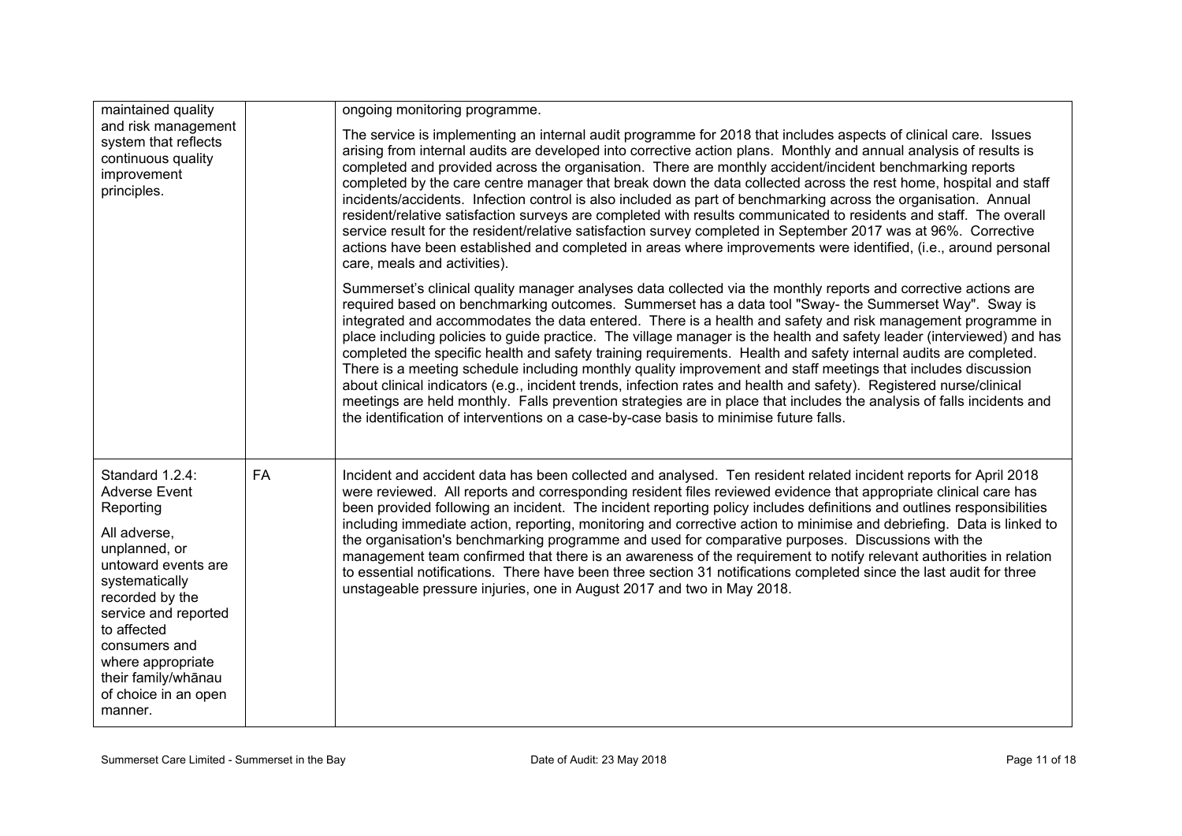| | | |
|---|---|---|
| maintained quality and risk management system that reflects continuous quality improvement principles. | | ongoing monitoring programme.<br><br>The service is implementing an internal audit programme for 2018 that includes aspects of clinical care. Issues arising from internal audits are developed into corrective action plans. Monthly and annual analysis of results is completed and provided across the organisation. There are monthly accident/incident benchmarking reports completed by the care centre manager that break down the data collected across the rest home, hospital and staff incidents/accidents. Infection control is also included as part of benchmarking across the organisation. Annual resident/relative satisfaction surveys are completed with results communicated to residents and staff. The overall service result for the resident/relative satisfaction survey completed in September 2017 was at 96%. Corrective actions have been established and completed in areas where improvements were identified, (i.e., around personal care, meals and activities).<br><br>Summerset's clinical quality manager analyses data collected via the monthly reports and corrective actions are required based on benchmarking outcomes. Summerset has a data tool "Sway- the Summerset Way". Sway is integrated and accommodates the data entered. There is a health and safety and risk management programme in place including policies to guide practice. The village manager is the health and safety leader (interviewed) and has completed the specific health and safety training requirements. Health and safety internal audits are completed. There is a meeting schedule including monthly quality improvement and staff meetings that includes discussion about clinical indicators (e.g., incident trends, infection rates and health and safety). Registered nurse/clinical meetings are held monthly. Falls prevention strategies are in place that includes the analysis of falls incidents and the identification of interventions on a case-by-case basis to minimise future falls. |
| Standard 1.2.4: Adverse Event Reporting<br><br>All adverse, unplanned, or untoward events are systematically recorded by the service and reported to affected consumers and where appropriate their family/whānau of choice in an open manner. | FA | Incident and accident data has been collected and analysed. Ten resident related incident reports for April 2018 were reviewed. All reports and corresponding resident files reviewed evidence that appropriate clinical care has been provided following an incident. The incident reporting policy includes definitions and outlines responsibilities including immediate action, reporting, monitoring and corrective action to minimise and debriefing. Data is linked to the organisation's benchmarking programme and used for comparative purposes. Discussions with the management team confirmed that there is an awareness of the requirement to notify relevant authorities in relation to essential notifications. There have been three section 31 notifications completed since the last audit for three unstageable pressure injuries, one in August 2017 and two in May 2018. |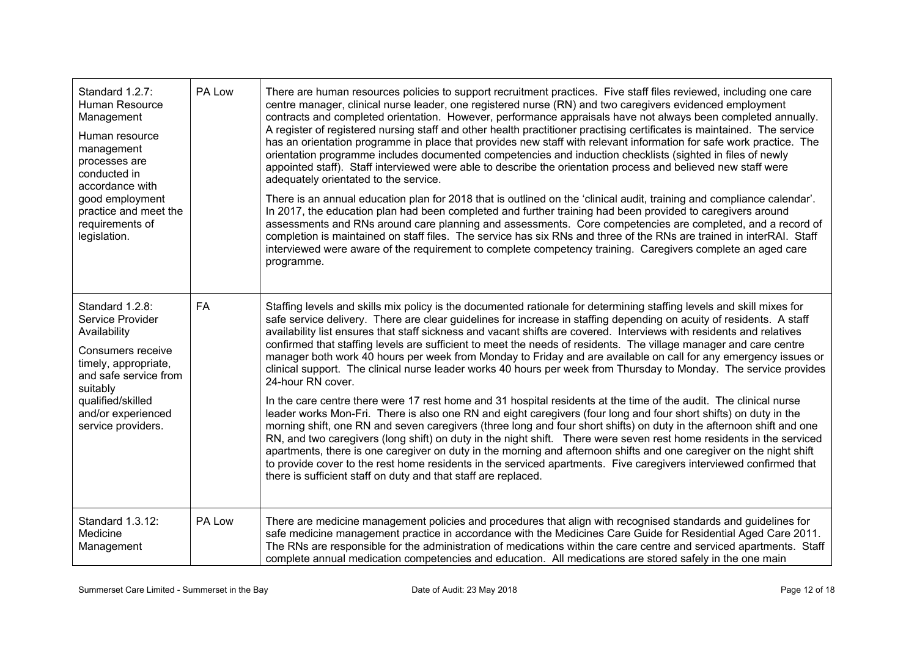| Standard | Attainment | Evidence |
|---|---|---|
| Standard 1.2.7: Human Resource Management<br><br>Human resource management processes are conducted in accordance with good employment practice and meet the requirements of legislation. | PA Low | There are human resources policies to support recruitment practices. Five staff files reviewed, including one care centre manager, clinical nurse leader, one registered nurse (RN) and two caregivers evidenced employment contracts and completed orientation. However, performance appraisals have not always been completed annually. A register of registered nursing staff and other health practitioner practising certificates is maintained. The service has an orientation programme in place that provides new staff with relevant information for safe work practice. The orientation programme includes documented competencies and induction checklists (sighted in files of newly appointed staff). Staff interviewed were able to describe the orientation process and believed new staff were adequately orientated to the service.<br><br>There is an annual education plan for 2018 that is outlined on the 'clinical audit, training and compliance calendar'. In 2017, the education plan had been completed and further training had been provided to caregivers around assessments and RNs around care planning and assessments. Core competencies are completed, and a record of completion is maintained on staff files. The service has six RNs and three of the RNs are trained in interRAI. Staff interviewed were aware of the requirement to complete competency training. Caregivers complete an aged care programme. |
| Standard 1.2.8: Service Provider Availability<br><br>Consumers receive timely, appropriate, and safe service from suitably qualified/skilled and/or experienced service providers. | FA | Staffing levels and skills mix policy is the documented rationale for determining staffing levels and skill mixes for safe service delivery. There are clear guidelines for increase in staffing depending on acuity of residents. A staff availability list ensures that staff sickness and vacant shifts are covered. Interviews with residents and relatives confirmed that staffing levels are sufficient to meet the needs of residents. The village manager and care centre manager both work 40 hours per week from Monday to Friday and are available on call for any emergency issues or clinical support. The clinical nurse leader works 40 hours per week from Thursday to Monday. The service provides 24-hour RN cover.<br><br>In the care centre there were 17 rest home and 31 hospital residents at the time of the audit. The clinical nurse leader works Mon-Fri. There is also one RN and eight caregivers (four long and four short shifts) on duty in the morning shift, one RN and seven caregivers (three long and four short shifts) on duty in the afternoon shift and one RN, and two caregivers (long shift) on duty in the night shift. There were seven rest home residents in the serviced apartments, there is one caregiver on duty in the morning and afternoon shifts and one caregiver on the night shift to provide cover to the rest home residents in the serviced apartments. Five caregivers interviewed confirmed that there is sufficient staff on duty and that staff are replaced. |
| Standard 1.3.12: Medicine Management | PA Low | There are medicine management policies and procedures that align with recognised standards and guidelines for safe medicine management practice in accordance with the Medicines Care Guide for Residential Aged Care 2011. The RNs are responsible for the administration of medications within the care centre and serviced apartments. Staff complete annual medication competencies and education. All medications are stored safely in the one main |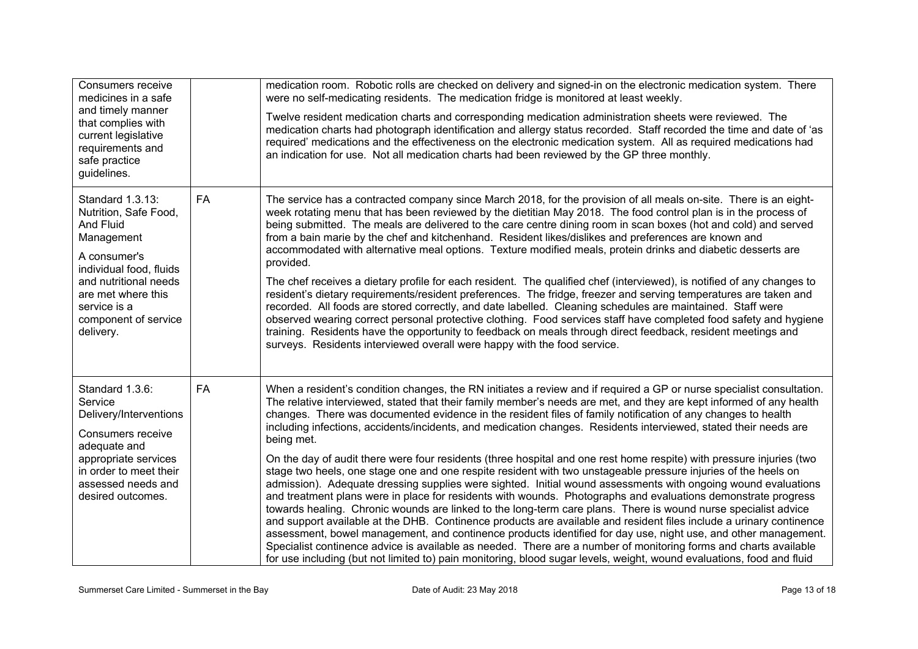| | | |
|---|---|---|
| Consumers receive medicines in a safe and timely manner that complies with current legislative requirements and safe practice guidelines. | | medication room. Robotic rolls are checked on delivery and signed-in on the electronic medication system. There were no self-medicating residents. The medication fridge is monitored at least weekly.<br><br>Twelve resident medication charts and corresponding medication administration sheets were reviewed. The medication charts had photograph identification and allergy status recorded. Staff recorded the time and date of 'as required' medications and the effectiveness on the electronic medication system. All as required medications had an indication for use. Not all medication charts had been reviewed by the GP three monthly. |
| Standard 1.3.13: Nutrition, Safe Food, And Fluid Management<br><br>A consumer's individual food, fluids and nutritional needs are met where this service is a component of service delivery. | FA | The service has a contracted company since March 2018, for the provision of all meals on-site. There is an eight-week rotating menu that has been reviewed by the dietitian May 2018. The food control plan is in the process of being submitted. The meals are delivered to the care centre dining room in scan boxes (hot and cold) and served from a bain marie by the chef and kitchenhand. Resident likes/dislikes and preferences are known and accommodated with alternative meal options. Texture modified meals, protein drinks and diabetic desserts are provided.<br><br>The chef receives a dietary profile for each resident. The qualified chef (interviewed), is notified of any changes to resident's dietary requirements/resident preferences. The fridge, freezer and serving temperatures are taken and recorded. All foods are stored correctly, and date labelled. Cleaning schedules are maintained. Staff were observed wearing correct personal protective clothing. Food services staff have completed food safety and hygiene training. Residents have the opportunity to feedback on meals through direct feedback, resident meetings and surveys. Residents interviewed overall were happy with the food service. |
| Standard 1.3.6: Service Delivery/Interventions<br><br>Consumers receive adequate and appropriate services in order to meet their assessed needs and desired outcomes. | FA | When a resident's condition changes, the RN initiates a review and if required a GP or nurse specialist consultation. The relative interviewed, stated that their family member's needs are met, and they are kept informed of any health changes. There was documented evidence in the resident files of family notification of any changes to health including infections, accidents/incidents, and medication changes. Residents interviewed, stated their needs are being met.<br><br>On the day of audit there were four residents (three hospital and one rest home respite) with pressure injuries (two stage two heels, one stage one and one respite resident with two unstageable pressure injuries of the heels on admission). Adequate dressing supplies were sighted. Initial wound assessments with ongoing wound evaluations and treatment plans were in place for residents with wounds. Photographs and evaluations demonstrate progress towards healing. Chronic wounds are linked to the long-term care plans. There is wound nurse specialist advice and support available at the DHB. Continence products are available and resident files include a urinary continence assessment, bowel management, and continence products identified for day use, night use, and other management. Specialist continence advice is available as needed. There are a number of monitoring forms and charts available for use including (but not limited to) pain monitoring, blood sugar levels, weight, wound evaluations, food and fluid |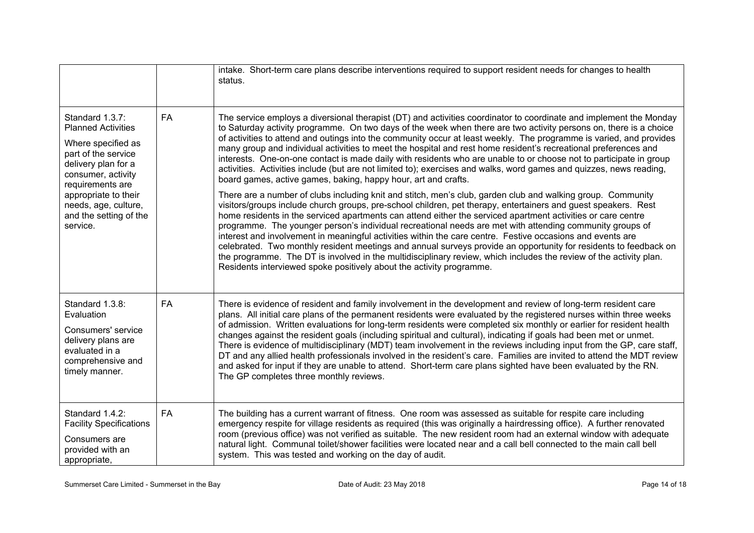| | | |
|---|---|---|
| | | intake. Short-term care plans describe interventions required to support resident needs for changes to health status. |
| Standard 1.3.7: Planned Activities<br><br>Where specified as part of the service delivery plan for a consumer, activity requirements are appropriate to their needs, age, culture, and the setting of the service. | FA | The service employs a diversional therapist (DT) and activities coordinator to coordinate and implement the Monday to Saturday activity programme. On two days of the week when there are two activity persons on, there is a choice of activities to attend and outings into the community occur at least weekly. The programme is varied, and provides many group and individual activities to meet the hospital and rest home resident's recreational preferences and interests. One-on-one contact is made daily with residents who are unable to or choose not to participate in group activities. Activities include (but are not limited to); exercises and walks, word games and quizzes, news reading, board games, active games, baking, happy hour, art and crafts.<br><br>There are a number of clubs including knit and stitch, men's club, garden club and walking group. Community visitors/groups include church groups, pre-school children, pet therapy, entertainers and guest speakers. Rest home residents in the serviced apartments can attend either the serviced apartment activities or care centre programme. The younger person's individual recreational needs are met with attending community groups of interest and involvement in meaningful activities within the care centre. Festive occasions and events are celebrated. Two monthly resident meetings and annual surveys provide an opportunity for residents to feedback on the programme. The DT is involved in the multidisciplinary review, which includes the review of the activity plan. Residents interviewed spoke positively about the activity programme. |
| Standard 1.3.8: Evaluation<br><br>Consumers' service delivery plans are evaluated in a comprehensive and timely manner. | FA | There is evidence of resident and family involvement in the development and review of long-term resident care plans. All initial care plans of the permanent residents were evaluated by the registered nurses within three weeks of admission. Written evaluations for long-term residents were completed six monthly or earlier for resident health changes against the resident goals (including spiritual and cultural), indicating if goals had been met or unmet. There is evidence of multidisciplinary (MDT) team involvement in the reviews including input from the GP, care staff, DT and any allied health professionals involved in the resident's care. Families are invited to attend the MDT review and asked for input if they are unable to attend. Short-term care plans sighted have been evaluated by the RN. The GP completes three monthly reviews. |
| Standard 1.4.2: Facility Specifications<br><br>Consumers are provided with an appropriate, | FA | The building has a current warrant of fitness. One room was assessed as suitable for respite care including emergency respite for village residents as required (this was originally a hairdressing office). A further renovated room (previous office) was not verified as suitable. The new resident room had an external window with adequate natural light. Communal toilet/shower facilities were located near and a call bell connected to the main call bell system. This was tested and working on the day of audit. |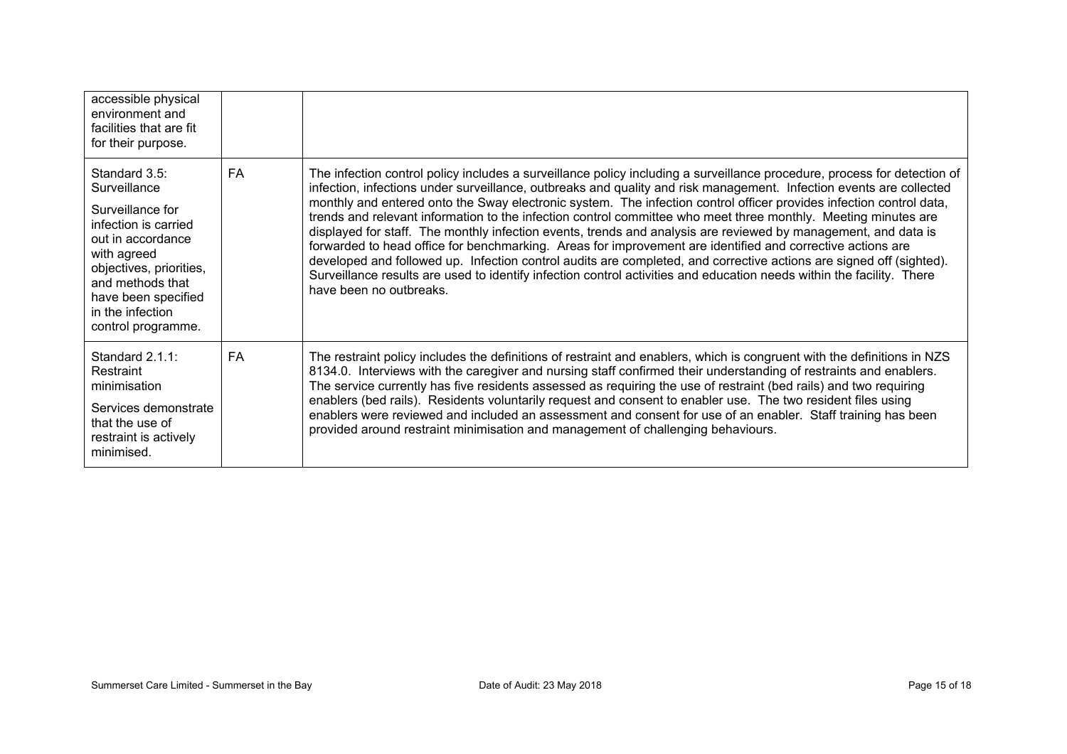| | | |
|---|---|---|
| accessible physical environment and facilities that are fit for their purpose. | | |
| Standard 3.5: Surveillance<br><br>Surveillance for infection is carried out in accordance with agreed objectives, priorities, and methods that have been specified in the infection control programme. | FA | The infection control policy includes a surveillance policy including a surveillance procedure, process for detection of infection, infections under surveillance, outbreaks and quality and risk management. Infection events are collected monthly and entered onto the Sway electronic system. The infection control officer provides infection control data, trends and relevant information to the infection control committee who meet three monthly. Meeting minutes are displayed for staff. The monthly infection events, trends and analysis are reviewed by management, and data is forwarded to head office for benchmarking. Areas for improvement are identified and corrective actions are developed and followed up. Infection control audits are completed, and corrective actions are signed off (sighted). Surveillance results are used to identify infection control activities and education needs within the facility. There have been no outbreaks. |
| Standard 2.1.1: Restraint minimisation<br><br>Services demonstrate that the use of restraint is actively minimised. | FA | The restraint policy includes the definitions of restraint and enablers, which is congruent with the definitions in NZS 8134.0. Interviews with the caregiver and nursing staff confirmed their understanding of restraints and enablers. The service currently has five residents assessed as requiring the use of restraint (bed rails) and two requiring enablers (bed rails). Residents voluntarily request and consent to enabler use. The two resident files using enablers were reviewed and included an assessment and consent for use of an enabler. Staff training has been provided around restraint minimisation and management of challenging behaviours. |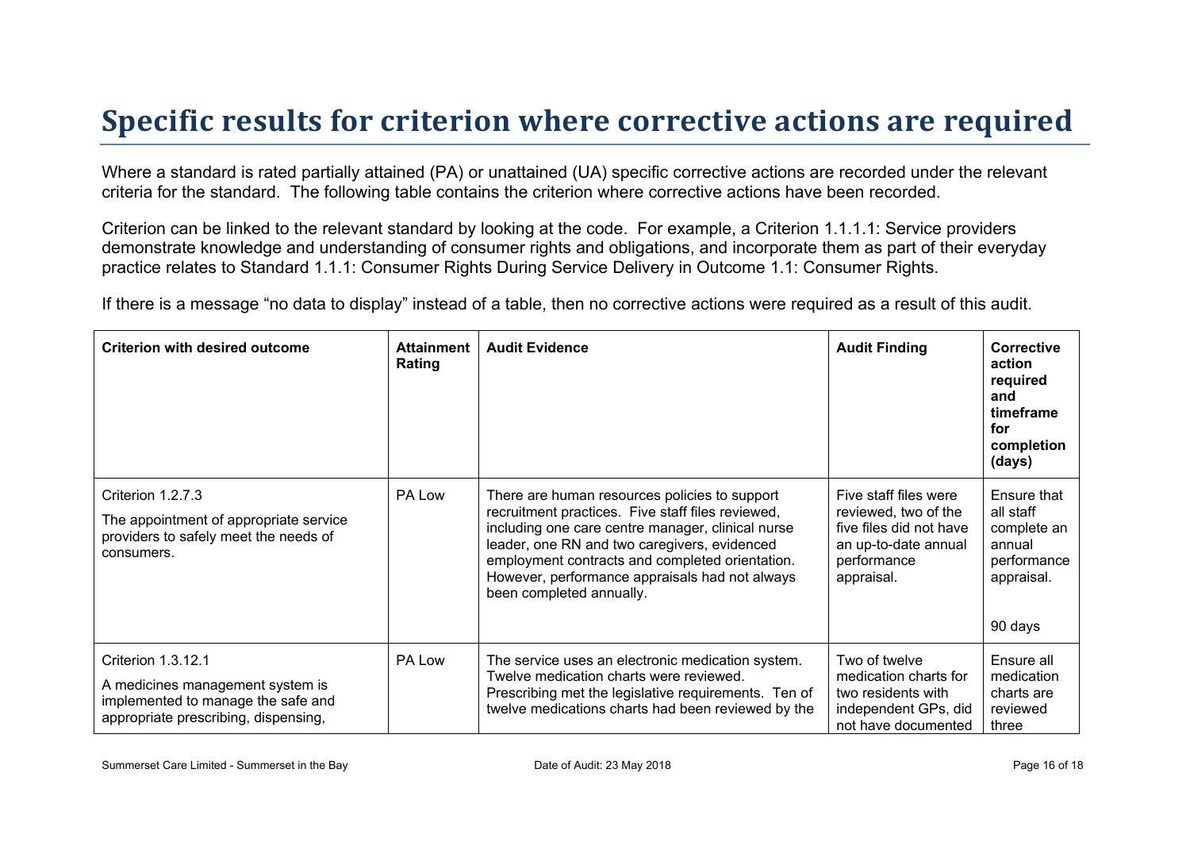# Specific results for criterion where corrective actions are required

Where a standard is rated partially attained (PA) or unattained (UA) specific corrective actions are recorded under the relevant criteria for the standard. The following table contains the criterion where corrective actions have been recorded.

Criterion can be linked to the relevant standard by looking at the code. For example, a Criterion 1.1.1.1: Service providers demonstrate knowledge and understanding of consumer rights and obligations, and incorporate them as part of their everyday practice relates to Standard 1.1.1: Consumer Rights During Service Delivery in Outcome 1.1: Consumer Rights.

If there is a message "no data to display" instead of a table, then no corrective actions were required as a result of this audit.

| Criterion with desired outcome | Attainment Rating | Audit Evidence | Audit Finding | Corrective action required and timeframe for completion (days) |
|---|---|---|---|---|
| Criterion 1.2.7.3<br>The appointment of appropriate service providers to safely meet the needs of consumers. | PA Low | There are human resources policies to support recruitment practices. Five staff files reviewed, including one care centre manager, clinical nurse leader, one RN and two caregivers, evidenced employment contracts and completed orientation. However, performance appraisals had not always been completed annually. | Five staff files were reviewed, two of the five files did not have an up-to-date annual performance appraisal. | Ensure that all staff complete an annual performance appraisal.<br><br>90 days |
| Criterion 1.3.12.1<br>A medicines management system is implemented to manage the safe and appropriate prescribing, dispensing, | PA Low | The service uses an electronic medication system. Twelve medication charts were reviewed. Prescribing met the legislative requirements. Ten of twelve medications charts had been reviewed by the | Two of twelve medication charts for two residents with independent GPs, did not have documented | Ensure all medication charts are reviewed three |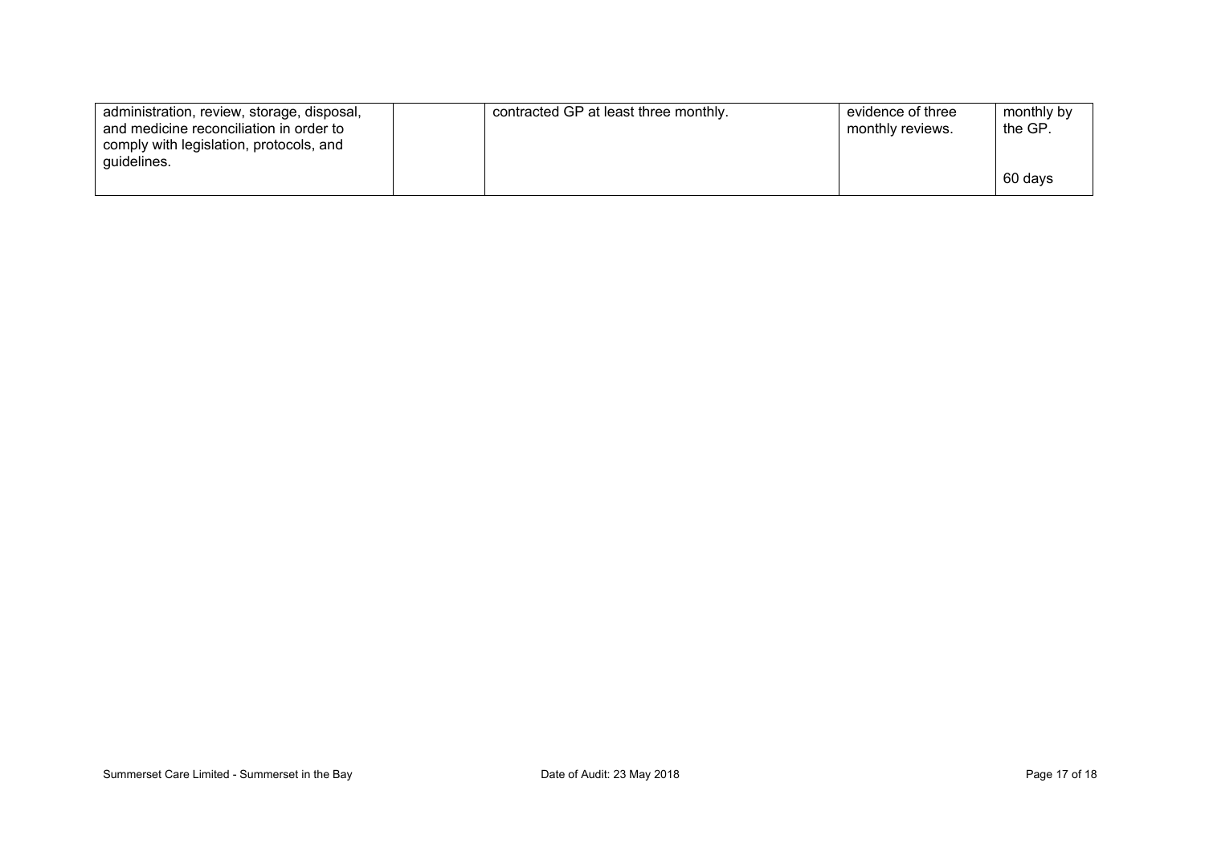| | | | | |
|---|---|---|---|---|
| administration, review, storage, disposal, and medicine reconciliation in order to comply with legislation, protocols, and guidelines. | | contracted GP at least three monthly. | evidence of three monthly reviews. | monthly by the GP.<br><br>60 days |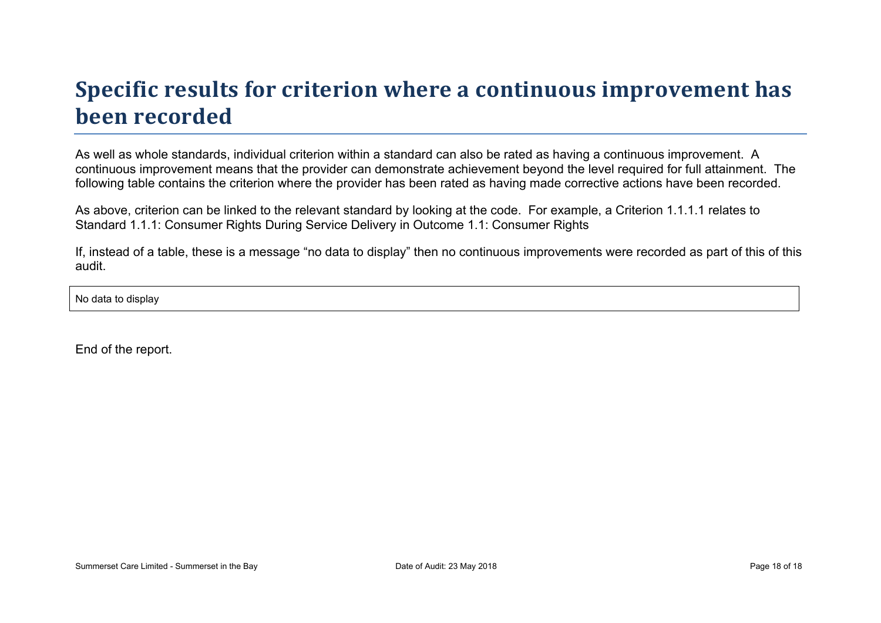# Specific results for criterion where a continuous improvement has been recorded

As well as whole standards, individual criterion within a standard can also be rated as having a continuous improvement. A continuous improvement means that the provider can demonstrate achievement beyond the level required for full attainment. The following table contains the criterion where the provider has been rated as having made corrective actions have been recorded.

As above, criterion can be linked to the relevant standard by looking at the code. For example, a Criterion 1.1.1.1 relates to Standard 1.1.1: Consumer Rights During Service Delivery in Outcome 1.1: Consumer Rights

If, instead of a table, these is a message "no data to display" then no continuous improvements were recorded as part of this of this audit.

| |
|---|
| No data to display |

End of the report.